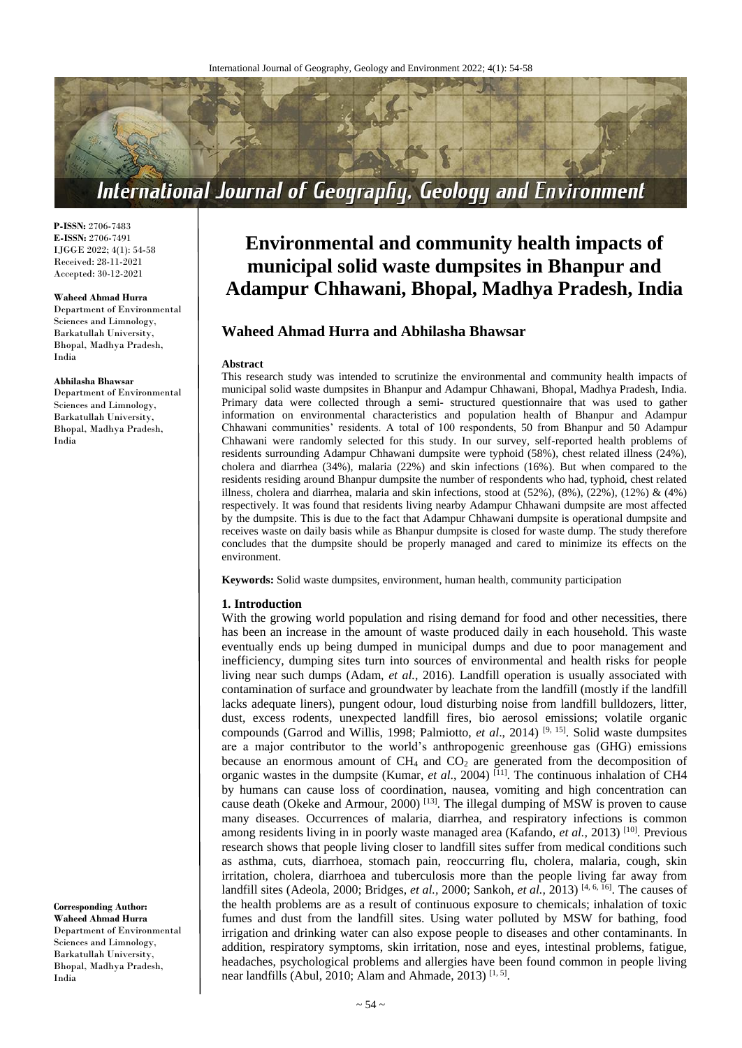# Environmental and community health impacts of municipal solid waste dumpsites in Bhanpur and Adampur Chhawani, Bhopal, Madhya Pradesh, India

**P-ISSN:** 2706-7483
**E-ISSN:** 2706-7491
IJGGE 2022; 4(1): 54-58
Received: 28-11-2021
Accepted: 30-12-2021

**Waheed Ahmad Hurra**
Department of Environmental Sciences and Limnology, Barkatullah University, Bhopal, Madhya Pradesh, India

**Abhilasha Bhawsar**
Department of Environmental Sciences and Limnology, Barkatullah University, Bhopal, Madhya Pradesh, India

**Corresponding Author:**
**Waheed Ahmad Hurra**
Department of Environmental Sciences and Limnology, Barkatullah University, Bhopal, Madhya Pradesh, India

## Waheed Ahmad Hurra and Abhilasha Bhawsar

### Abstract

This research study was intended to scrutinize the environmental and community health impacts of municipal solid waste dumpsites in Bhanpur and Adampur Chhawani, Bhopal, Madhya Pradesh, India. Primary data were collected through a semi- structured questionnaire that was used to gather information on environmental characteristics and population health of Bhanpur and Adampur Chhawani communities' residents. A total of 100 respondents, 50 from Bhanpur and 50 Adampur Chhawani were randomly selected for this study. In our survey, self-reported health problems of residents surrounding Adampur Chhawani dumpsite were typhoid (58%), chest related illness (24%), cholera and diarrhea (34%), malaria (22%) and skin infections (16%). But when compared to the residents residing around Bhanpur dumpsite the number of respondents who had, typhoid, chest related illness, cholera and diarrhea, malaria and skin infections, stood at (52%), (8%), (22%), (12%) & (4%) respectively. It was found that residents living nearby Adampur Chhawani dumpsite are most affected by the dumpsite. This is due to the fact that Adampur Chhawani dumpsite is operational dumpsite and receives waste on daily basis while as Bhanpur dumpsite is closed for waste dump. The study therefore concludes that the dumpsite should be properly managed and cared to minimize its effects on the environment.

**Keywords:** Solid waste dumpsites, environment, human health, community participation

## 1. Introduction

With the growing world population and rising demand for food and other necessities, there has been an increase in the amount of waste produced daily in each household. This waste eventually ends up being dumped in municipal dumps and due to poor management and inefficiency, dumping sites turn into sources of environmental and health risks for people living near such dumps (Adam, *et al.,* 2016). Landfill operation is usually associated with contamination of surface and groundwater by leachate from the landfill (mostly if the landfill lacks adequate liners), pungent odour, loud disturbing noise from landfill bulldozers, litter, dust, excess rodents, unexpected landfill fires, bio aerosol emissions; volatile organic compounds (Garrod and Willis, 1998; Palmiotto, *et al*., 2014) [9, 15]. Solid waste dumpsites are a major contributor to the world's anthropogenic greenhouse gas (GHG) emissions because an enormous amount of $CH_4$ and $CO_2$ are generated from the decomposition of organic wastes in the dumpsite (Kumar, *et al*., 2004) [11]. The continuous inhalation of CH4 by humans can cause loss of coordination, nausea, vomiting and high concentration can cause death (Okeke and Armour, 2000) [13]. The illegal dumping of MSW is proven to cause many diseases. Occurrences of malaria, diarrhea, and respiratory infections is common among residents living in in poorly waste managed area (Kafando, *et al.,* 2013) [10]. Previous research shows that people living closer to landfill sites suffer from medical conditions such as asthma, cuts, diarrhoea, stomach pain, reoccurring flu, cholera, malaria, cough, skin irritation, cholera, diarrhoea and tuberculosis more than the people living far away from landfill sites (Adeola, 2000; Bridges, *et al.,* 2000; Sankoh, *et al.,* 2013) [4, 6, 16]. The causes of the health problems are as a result of continuous exposure to chemicals; inhalation of toxic fumes and dust from the landfill sites. Using water polluted by MSW for bathing, food irrigation and drinking water can also expose people to diseases and other contaminants. In addition, respiratory symptoms, skin irritation, nose and eyes, intestinal problems, fatigue, headaches, psychological problems and allergies have been found common in people living near landfills (Abul, 2010; Alam and Ahmade, 2013) [1, 5].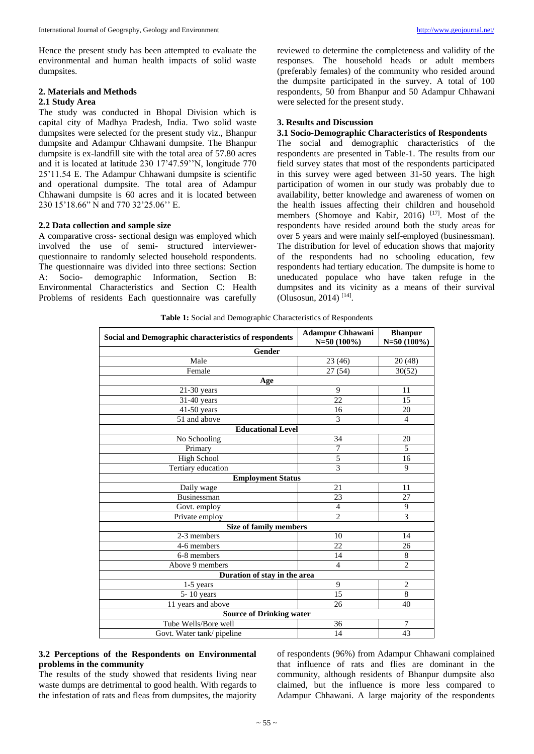Hence the present study has been attempted to evaluate the environmental and human health impacts of solid waste dumpsites.

## 2. Materials and Methods

### 2.1 Study Area

The study was conducted in Bhopal Division which is capital city of Madhya Pradesh, India. Two solid waste dumpsites were selected for the present study viz., Bhanpur dumpsite and Adampur Chhawani dumpsite. The Bhanpur dumpsite is ex-landfill site with the total area of 57.80 acres and it is located at latitude 230 17'47.59''N, longitude 770 25'11.54 E. The Adampur Chhawani dumpsite is scientific and operational dumpsite. The total area of Adampur Chhawani dumpsite is 60 acres and it is located between 230 15'18.66" N and 770 32'25.06'' E.

### 2.2 Data collection and sample size

A comparative cross- sectional design was employed which involved the use of semi- structured interviewer-questionnaire to randomly selected household respondents. The questionnaire was divided into three sections: Section A: Socio- demographic Information, Section B: Environmental Characteristics and Section C: Health Problems of residents Each questionnaire was carefully reviewed to determine the completeness and validity of the responses. The household heads or adult members (preferably females) of the community who resided around the dumpsite participated in the survey. A total of 100 respondents, 50 from Bhanpur and 50 Adampur Chhawani were selected for the present study.

## 3. Results and Discussion

### 3.1 Socio-Demographic Characteristics of Respondents

The social and demographic characteristics of the respondents are presented in Table-1. The results from our field survey states that most of the respondents participated in this survey were aged between 31-50 years. The high participation of women in our study was probably due to availability, better knowledge and awareness of women on the health issues affecting their children and household members (Shomoye and Kabir, 2016) [17]. Most of the respondents have resided around both the study areas for over 5 years and were mainly self-employed (businessman). The distribution for level of education shows that majority of the respondents had no schooling education, few respondents had tertiary education. The dumpsite is home to uneducated populace who have taken refuge in the dumpsites and its vicinity as a means of their survival (Olusosun, 2014) [14].

**Table 1:** Social and Demographic Characteristics of Respondents

| Social and Demographic characteristics of respondents | Adampur Chhawani N=50 (100%) | Bhanpur N=50 (100%) |
|---|---|---|
| **Gender** | | |
| Male | 23 (46) | 20 (48) |
| Female | 27 (54) | 30(52) |
| **Age** | | |
| 21-30 years | 9 | 11 |
| 31-40 years | 22 | 15 |
| 41-50 years | 16 | 20 |
| 51 and above | 3 | 4 |
| **Educational Level** | | |
| No Schooling | 34 | 20 |
| Primary | 7 | 5 |
| High School | 5 | 16 |
| Tertiary education | 3 | 9 |
| **Employment Status** | | |
| Daily wage | 21 | 11 |
| Businessman | 23 | 27 |
| Govt. employ | 4 | 9 |
| Private employ | 2 | 3 |
| **Size of family members** | | |
| 2-3 members | 10 | 14 |
| 4-6 members | 22 | 26 |
| 6-8 members | 14 | 8 |
| Above 9 members | 4 | 2 |
| **Duration of stay in the area** | | |
| 1-5 years | 9 | 2 |
| 5- 10 years | 15 | 8 |
| 11 years and above | 26 | 40 |
| **Source of Drinking water** | | |
| Tube Wells/Bore well | 36 | 7 |
| Govt. Water tank/ pipeline | 14 | 43 |

### 3.2 Perceptions of the Respondents on Environmental problems in the community

The results of the study showed that residents living near waste dumps are detrimental to good health. With regards to the infestation of rats and fleas from dumpsites, the majority of respondents (96%) from Adampur Chhawani complained that influence of rats and flies are dominant in the community, although residents of Bhanpur dumpsite also claimed, but the influence is more less compared to Adampur Chhawani. A large majority of the respondents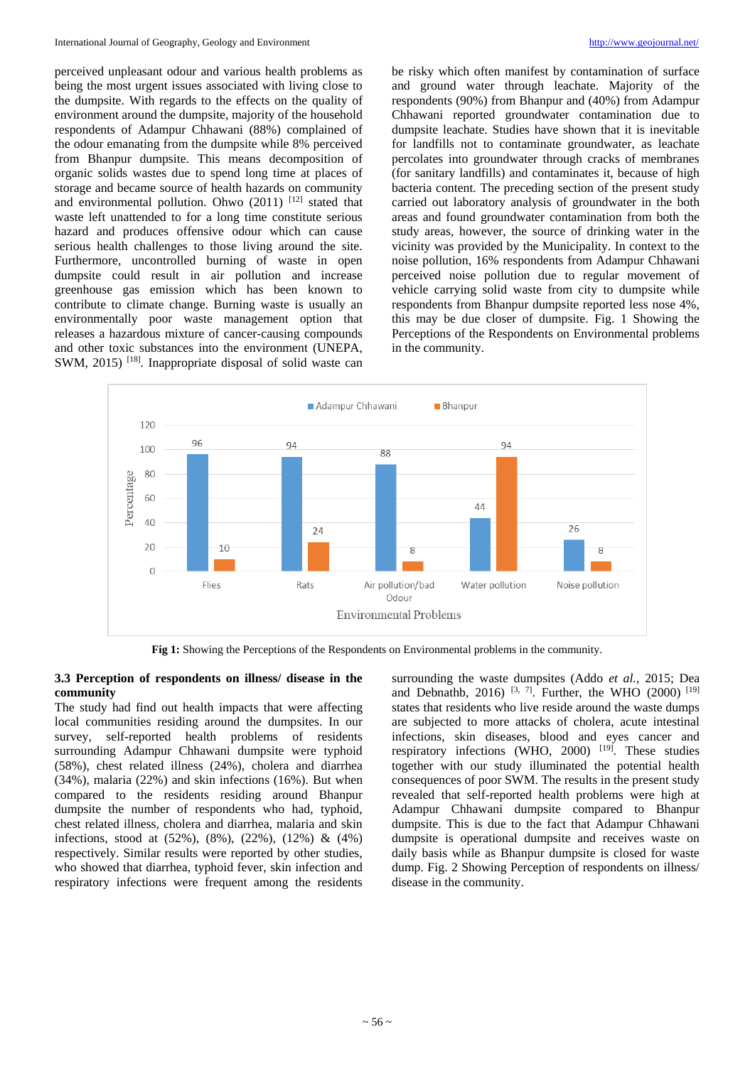perceived unpleasant odour and various health problems as being the most urgent issues associated with living close to the dumpsite. With regards to the effects on the quality of environment around the dumpsite, majority of the household respondents of Adampur Chhawani (88%) complained of the odour emanating from the dumpsite while 8% perceived from Bhanpur dumpsite. This means decomposition of organic solids wastes due to spend long time at places of storage and became source of health hazards on community and environmental pollution. Ohwo (2011) [12] stated that waste left unattended to for a long time constitute serious hazard and produces offensive odour which can cause serious health challenges to those living around the site. Furthermore, uncontrolled burning of waste in open dumpsite could result in air pollution and increase greenhouse gas emission which has been known to contribute to climate change. Burning waste is usually an environmentally poor waste management option that releases a hazardous mixture of cancer-causing compounds and other toxic substances into the environment (UNEPA, SWM, 2015) [18]. Inappropriate disposal of solid waste can be risky which often manifest by contamination of surface and ground water through leachate. Majority of the respondents (90%) from Bhanpur and (40%) from Adampur Chhawani reported groundwater contamination due to dumpsite leachate. Studies have shown that it is inevitable for landfills not to contaminate groundwater, as leachate percolates into groundwater through cracks of membranes (for sanitary landfills) and contaminates it, because of high bacteria content. The preceding section of the present study carried out laboratory analysis of groundwater in the both areas and found groundwater contamination from both the study areas, however, the source of drinking water in the vicinity was provided by the Municipality. In context to the noise pollution, 16% respondents from Adampur Chhawani perceived noise pollution due to regular movement of vehicle carrying solid waste from city to dumpsite while respondents from Bhanpur dumpsite reported less nose 4%, this may be due closer of dumpsite. Fig. 1 Showing the Perceptions of the Respondents on Environmental problems in the community.

| Environmental Problems | Adampur Chhawani (%) | Bhanpur (%) |
|---|---|---|
| Flies | 96 | 10 |
| Rats | 94 | 24 |
| Air pollution/bad Odour | 88 | 8 |
| Water pollution | 44 | 94 |
| Noise pollution | 26 | 8 |

**Fig 1:** Showing the Perceptions of the Respondents on Environmental problems in the community.

### 3.3 Perception of respondents on illness/ disease in the community

The study had find out health impacts that were affecting local communities residing around the dumpsites. In our survey, self-reported health problems of residents surrounding Adampur Chhawani dumpsite were typhoid (58%), chest related illness (24%), cholera and diarrhea (34%), malaria (22%) and skin infections (16%). But when compared to the residents residing around Bhanpur dumpsite the number of respondents who had, typhoid, chest related illness, cholera and diarrhea, malaria and skin infections, stood at (52%), (8%), (22%), (12%) & (4%) respectively. Similar results were reported by other studies, who showed that diarrhea, typhoid fever, skin infection and respiratory infections were frequent among the residents surrounding the waste dumpsites (Addo *et al.*, 2015; Dea and Debnathb, 2016) [3, 7]. Further, the WHO (2000) [19] states that residents who live reside around the waste dumps are subjected to more attacks of cholera, acute intestinal infections, skin diseases, blood and eyes cancer and respiratory infections (WHO, 2000) [19]. These studies together with our study illuminated the potential health consequences of poor SWM. The results in the present study revealed that self-reported health problems were high at Adampur Chhawani dumpsite compared to Bhanpur dumpsite. This is due to the fact that Adampur Chhawani dumpsite is operational dumpsite and receives waste on daily basis while as Bhanpur dumpsite is closed for waste dump. Fig. 2 Showing Perception of respondents on illness/ disease in the community.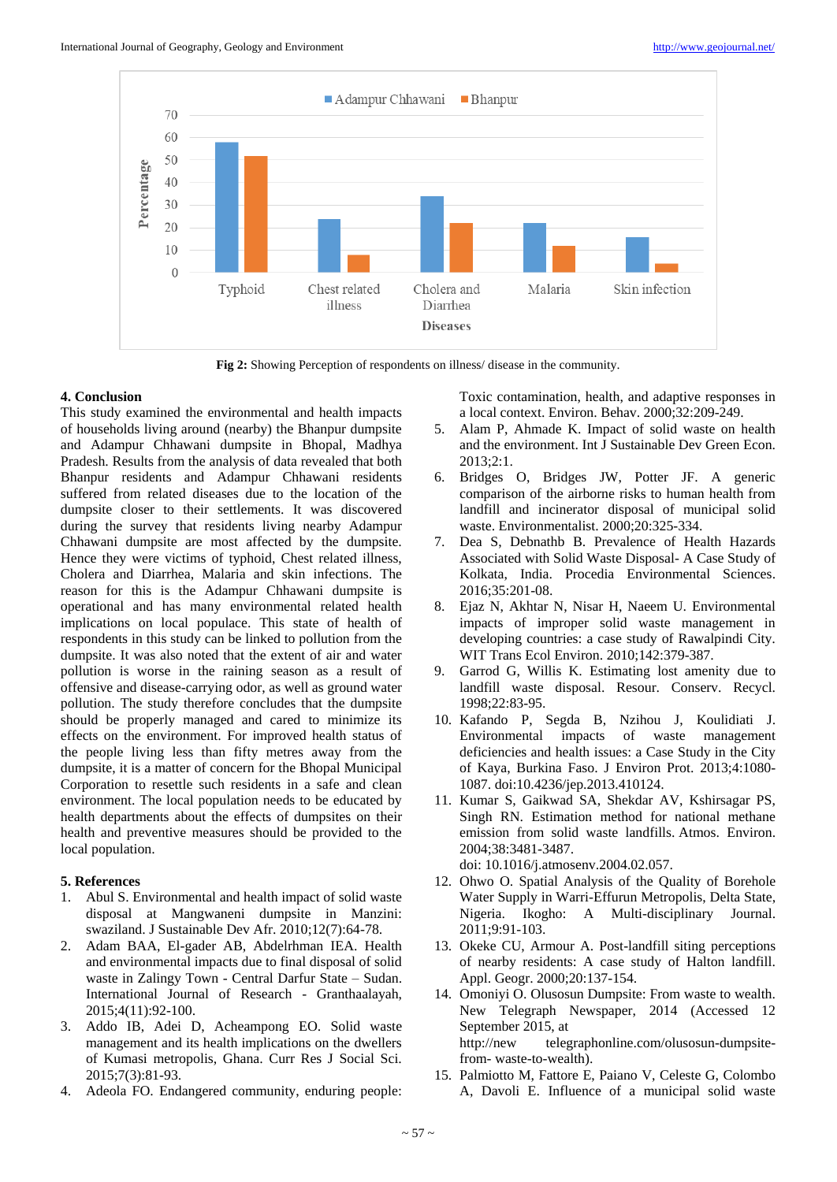Fig 2: Showing Perception of respondents on illness/ disease in the community.

## 4. Conclusion

This study examined the environmental and health impacts of households living around (nearby) the Bhanpur dumpsite and Adampur Chhawani dumpsite in Bhopal, Madhya Pradesh. Results from the analysis of data revealed that both Bhanpur residents and Adampur Chhawani residents suffered from related diseases due to the location of the dumpsite closer to their settlements. It was discovered during the survey that residents living nearby Adampur Chhawani dumpsite are most affected by the dumpsite. Hence they were victims of typhoid, Chest related illness, Cholera and Diarrhea, Malaria and skin infections. The reason for this is the Adampur Chhawani dumpsite is operational and has many environmental related health implications on local populace. This state of health of respondents in this study can be linked to pollution from the dumpsite. It was also noted that the extent of air and water pollution is worse in the raining season as a result of offensive and disease-carrying odor, as well as ground water pollution. The study therefore concludes that the dumpsite should be properly managed and cared to minimize its effects on the environment. For improved health status of the people living less than fifty metres away from the dumpsite, it is a matter of concern for the Bhopal Municipal Corporation to resettle such residents in a safe and clean environment. The local population needs to be educated by health departments about the effects of dumpsites on their health and preventive measures should be provided to the local population.

## 5. References

1. Abul S. Environmental and health impact of solid waste disposal at Mangwaneni dumpsite in Manzini: swaziland. J Sustainable Dev Afr. 2010;12(7):64-78.
2. Adam BAA, El-gader AB, Abdelrhman IEA. Health and environmental impacts due to final disposal of solid waste in Zalingy Town - Central Darfur State – Sudan. International Journal of Research - Granthaalayah, 2015;4(11):92-100.
3. Addo IB, Adei D, Acheampong EO. Solid waste management and its health implications on the dwellers of Kumasi metropolis, Ghana. Curr Res J Social Sci. 2015;7(3):81-93.
4. Adeola FO. Endangered community, enduring people: Toxic contamination, health, and adaptive responses in a local context. Environ. Behav. 2000;32:209-249.
5. Alam P, Ahmade K. Impact of solid waste on health and the environment. Int J Sustainable Dev Green Econ. 2013;2:1.
6. Bridges O, Bridges JW, Potter JF. A generic comparison of the airborne risks to human health from landfill and incinerator disposal of municipal solid waste. Environmentalist. 2000;20:325-334.
7. Dea S, Debnathb B. Prevalence of Health Hazards Associated with Solid Waste Disposal- A Case Study of Kolkata, India. Procedia Environmental Sciences. 2016;35:201-08.
8. Ejaz N, Akhtar N, Nisar H, Naeem U. Environmental impacts of improper solid waste management in developing countries: a case study of Rawalpindi City. WIT Trans Ecol Environ. 2010;142:379-387.
9. Garrod G, Willis K. Estimating lost amenity due to landfill waste disposal. Resour. Conserv. Recycl. 1998;22:83-95.
10. Kafando P, Segda B, Nzihou J, Koulidiati J. Environmental impacts of waste management deficiencies and health issues: a Case Study in the City of Kaya, Burkina Faso. J Environ Prot. 2013;4:1080-1087. doi:10.4236/jep.2013.410124.
11. Kumar S, Gaikwad SA, Shekdar AV, Kshirsagar PS, Singh RN. Estimation method for national methane emission from solid waste landfills. Atmos. Environ. 2004;38:3481-3487. doi: 10.1016/j.atmosenv.2004.02.057.
12. Ohwo O. Spatial Analysis of the Quality of Borehole Water Supply in Warri-Effurun Metropolis, Delta State, Nigeria. Ikogho: A Multi-disciplinary Journal. 2011;9:91-103.
13. Okeke CU, Armour A. Post-landfill siting perceptions of nearby residents: A case study of Halton landfill. Appl. Geogr. 2000;20:137-154.
14. Omoniyi O. Olusosun Dumpsite: From waste to wealth. New Telegraph Newspaper, 2014 (Accessed 12 September 2015, at http://new telegraphonline.com/olusosun-dumpsite-from- waste-to-wealth).
15. Palmiotto M, Fattore E, Paiano V, Celeste G, Colombo A, Davoli E. Influence of a municipal solid waste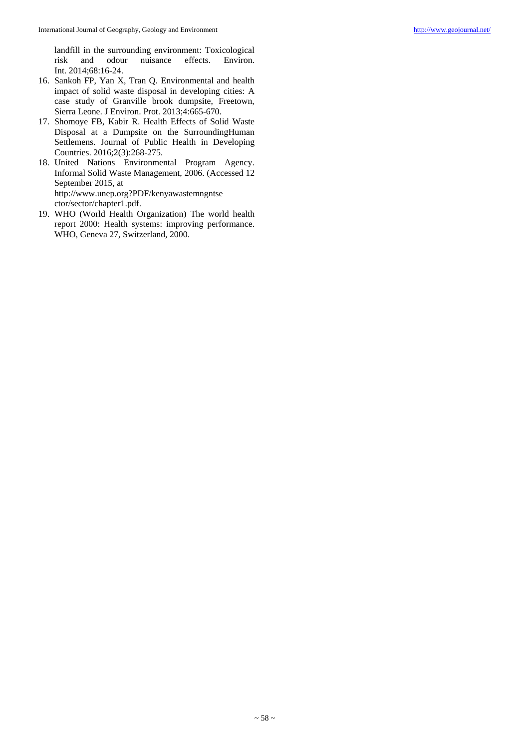landfill in the surrounding environment: Toxicological risk and odour nuisance effects. Environ. Int. 2014;68:16-24.

16. Sankoh FP, Yan X, Tran Q. Environmental and health impact of solid waste disposal in developing cities: A case study of Granville brook dumpsite, Freetown, Sierra Leone. J Environ. Prot. 2013;4:665-670.
17. Shomoye FB, Kabir R. Health Effects of Solid Waste Disposal at a Dumpsite on the SurroundingHuman Settlemens. Journal of Public Health in Developing Countries. 2016;2(3):268-275.
18. United Nations Environmental Program Agency. Informal Solid Waste Management, 2006. (Accessed 12 September 2015, at http://www.unep.org?PDF/kenyawastemngntsector/sector/chapter1.pdf.
19. WHO (World Health Organization) The world health report 2000: Health systems: improving performance. WHO, Geneva 27, Switzerland, 2000.